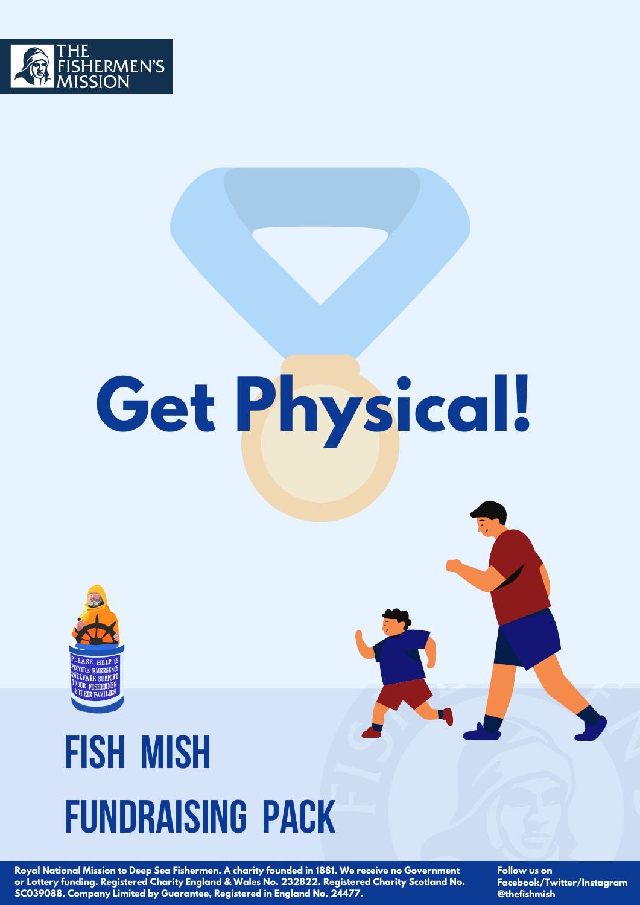THE FISHERMEN'S MISSION

# Get Physical!

# FISH MISH FUNDRAISING PACK

Royal National Mission to Deep Sea Fishermen. A charity founded in 1881. We receive no Government or Lottery funding. Registered Charity England & Wales No. 232822. Registered Charity Scotland No. SC039088. Company Limited by Guarantee, Registered in England No. 24477.

Follow us on Facebook/Twitter/Instagram @thefishmish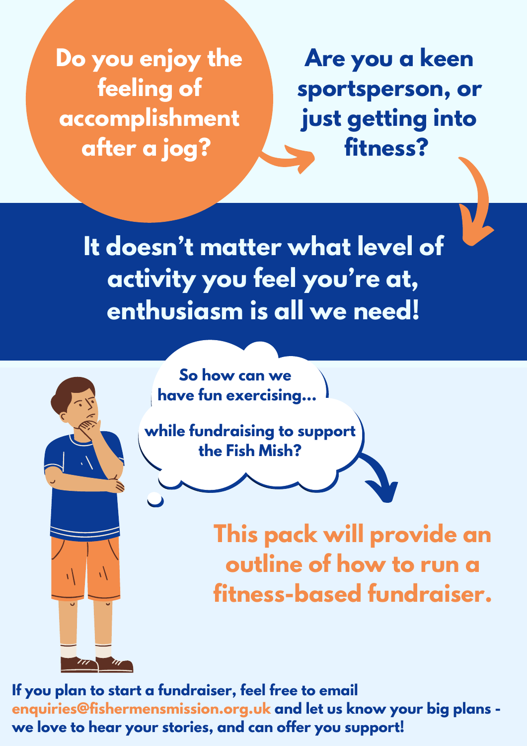**Do you enjoy the feeling of accomplishment after a jog?**

**Are you a keen sportsperson, or just getting into fitness?**

## It doesn't matter what level of activity you feel you're at, enthusiasm is all we need!

**So how can we have fun exercising...**

**while fundraising to support the Fish Mish?**

## This pack will provide an outline of how to run a fitness-based fundraiser.

**If you plan to start a fundraiser, feel free to email enquiries@fishermensmission.org.uk and let us know your big plans - we love to hear your stories, and can offer you support!**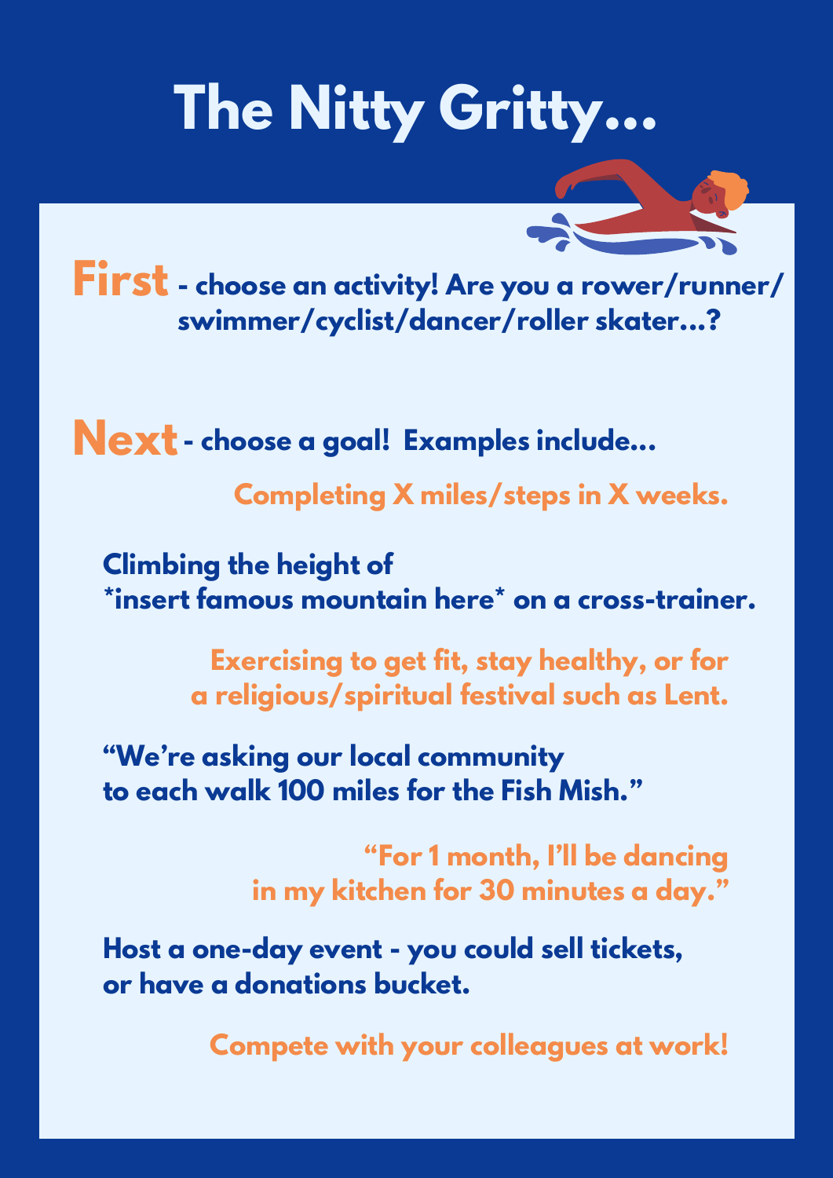# The Nitty Gritty...

**First** - choose an activity! Are you a rower/runner/swimmer/cyclist/dancer/roller skater...?

**Next** - choose a goal! Examples include...

Completing X miles/steps in X weeks.

Climbing the height of *insert famous mountain here* on a cross-trainer.

Exercising to get fit, stay healthy, or for a religious/spiritual festival such as Lent.

"We're asking our local community to each walk 100 miles for the Fish Mish."

"For 1 month, I'll be dancing in my kitchen for 30 minutes a day."

Host a one-day event - you could sell tickets, or have a donations bucket.

Compete with your colleagues at work!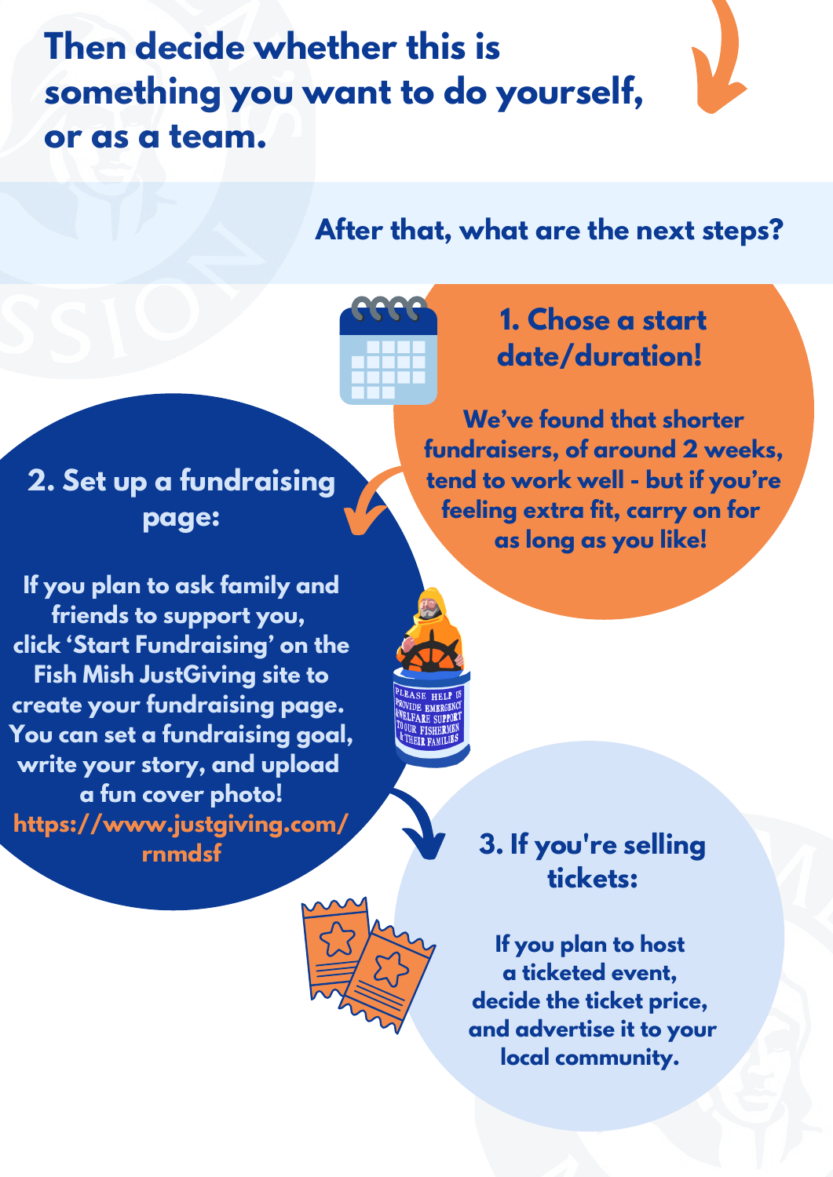# Then decide whether this is something you want to do yourself, or as a team.

## After that, what are the next steps?

### 1. Chose a start date/duration!

**We've found that shorter fundraisers, of around 2 weeks, tend to work well - but if you're feeling extra fit, carry on for as long as you like!**

### 2. Set up a fundraising page:

**If you plan to ask family and friends to support you, click 'Start Fundraising' on the Fish Mish JustGiving site to create your fundraising page. You can set a fundraising goal, write your story, and upload a fun cover photo!**

**https://www.justgiving.com/rnmdsf**

### 3. If you're selling tickets:

**If you plan to host a ticketed event, decide the ticket price, and advertise it to your local community.**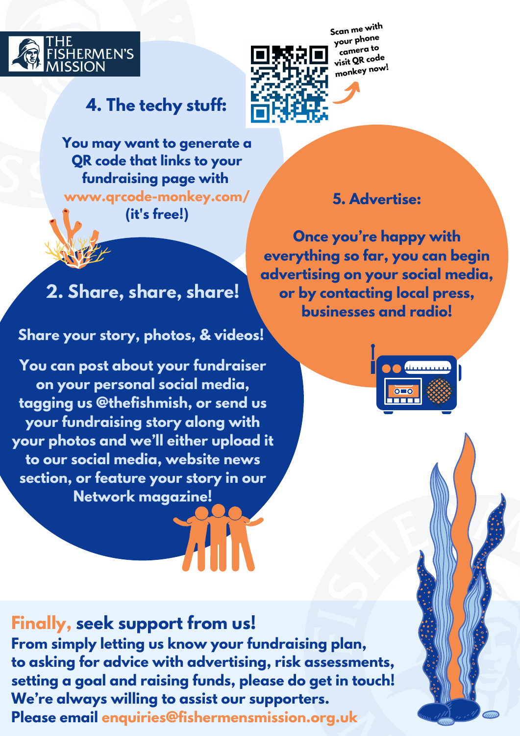THE FISHERMEN'S MISSION

## 4. The techy stuff:

Scan me with your phone camera to visit QR code monkey now!

You may want to generate a QR code that links to your fundraising page with www.qrcode-monkey.com/ (it's free!)

## 5. Advertise:

Once you're happy with everything so far, you can begin advertising on your social media, or by contacting local press, businesses and radio!

## 2. Share, share, share!

Share your story, photos, & videos!

You can post about your fundraiser on your personal social media, tagging us @thefishmish, or send us your fundraising story along with your photos and we'll either upload it to our social media, website news section, or feature your story in our Network magazine!

## Finally, seek support from us!

From simply letting us know your fundraising plan, to asking for advice with advertising, risk assessments, setting a goal and raising funds, please do get in touch! We're always willing to assist our supporters.
Please email enquiries@fishermensmission.org.uk